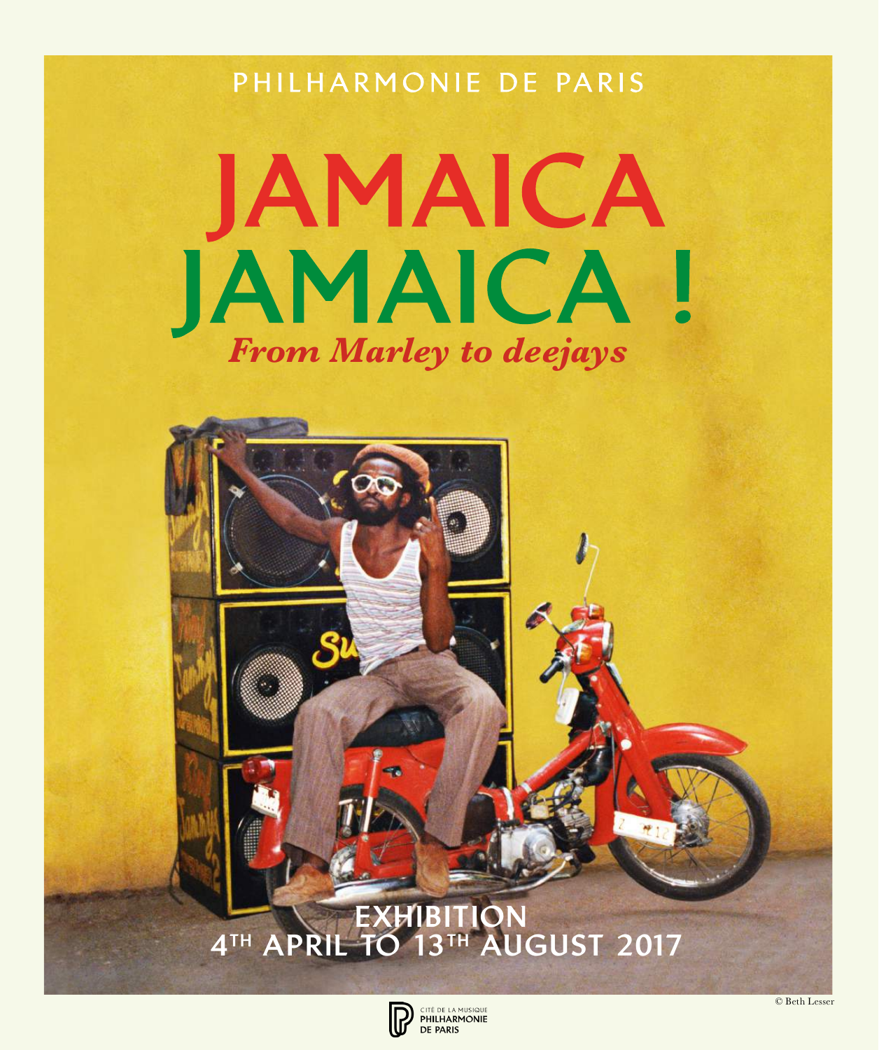PHILHARMONIE DE PARIS

# JAMAICA JAMAICA !

***From Marley to deejays***

**EXHIBITION**
**4TH APRIL TO 13TH AUGUST 2017**

© Beth Lesser

CITÉ DE LA MUSIQUE
PHILHARMONIE DE PARIS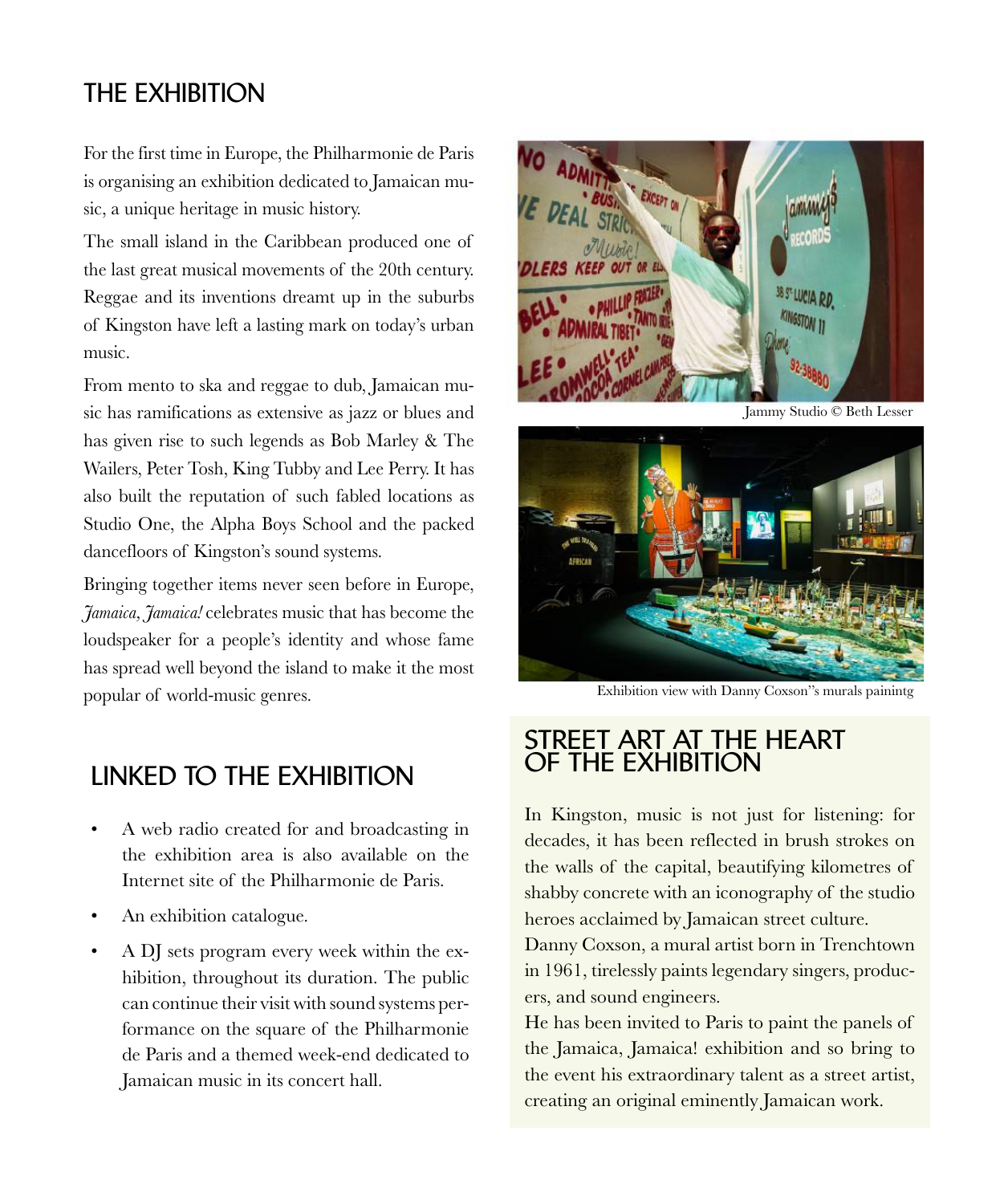## THE EXHIBITION

For the first time in Europe, the Philharmonie de Paris is organising an exhibition dedicated to Jamaican music, a unique heritage in music history.

The small island in the Caribbean produced one of the last great musical movements of the 20th century. Reggae and its inventions dreamt up in the suburbs of Kingston have left a lasting mark on today's urban music.

From mento to ska and reggae to dub, Jamaican music has ramifications as extensive as jazz or blues and has given rise to such legends as Bob Marley & The Wailers, Peter Tosh, King Tubby and Lee Perry. It has also built the reputation of such fabled locations as Studio One, the Alpha Boys School and the packed dancefloors of Kingston's sound systems.

Bringing together items never seen before in Europe, *Jamaica, Jamaica!* celebrates music that has become the loudspeaker for a people's identity and whose fame has spread well beyond the island to make it the most popular of world-music genres.

Jammy Studio © Beth Lesser

Exhibition view with Danny Coxson''s murals painintg

## LINKED TO THE EXHIBITION

- A web radio created for and broadcasting in the exhibition area is also available on the Internet site of the Philharmonie de Paris.
- An exhibition catalogue.
- A DJ sets program every week within the exhibition, throughout its duration. The public can continue their visit with sound systems performance on the square of the Philharmonie de Paris and a themed week-end dedicated to Jamaican music in its concert hall.

## STREET ART AT THE HEART OF THE EXHIBITION

In Kingston, music is not just for listening: for decades, it has been reflected in brush strokes on the walls of the capital, beautifying kilometres of shabby concrete with an iconography of the studio heroes acclaimed by Jamaican street culture.

Danny Coxson, a mural artist born in Trenchtown in 1961, tirelessly paints legendary singers, producers, and sound engineers.

He has been invited to Paris to paint the panels of the Jamaica, Jamaica! exhibition and so bring to the event his extraordinary talent as a street artist, creating an original eminently Jamaican work.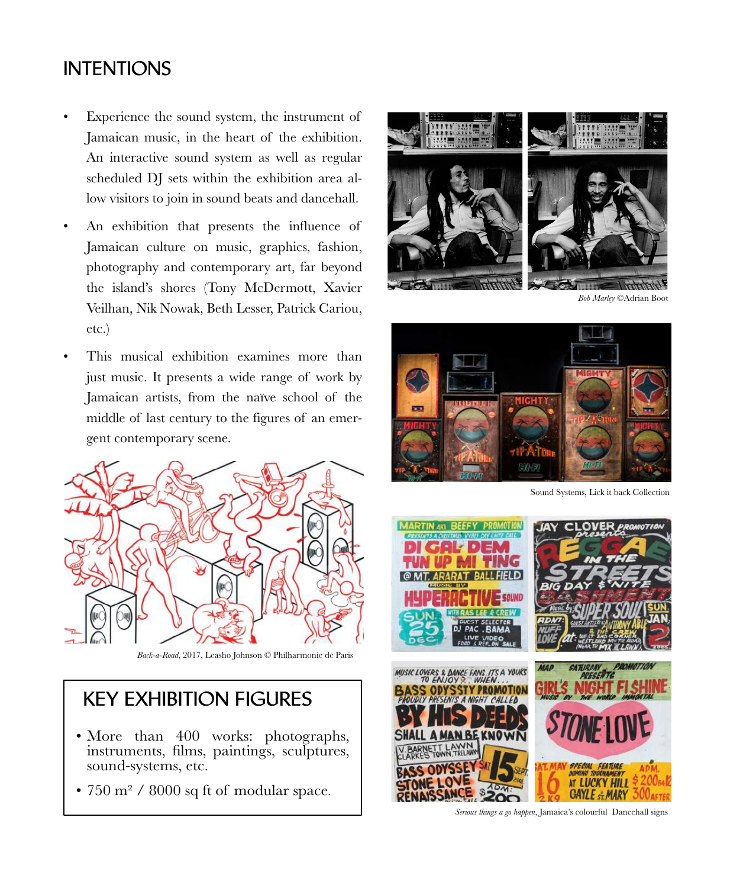## INTENTIONS

- Experience the sound system, the instrument of Jamaican music, in the heart of the exhibition. An interactive sound system as well as regular scheduled DJ sets within the exhibition area allow visitors to join in sound beats and dancehall.
- An exhibition that presents the influence of Jamaican culture on music, graphics, fashion, photography and contemporary art, far beyond the island's shores (Tony McDermott, Xavier Veilhan, Nik Nowak, Beth Lesser, Patrick Cariou, etc.)
- This musical exhibition examines more than just music. It presents a wide range of work by Jamaican artists, from the naïve school of the middle of last century to the figures of an emergent contemporary scene.

*Back-a-Road*, 2017, Leasho Johnson © Philharmonie de Paris

*Bob Marley* ©Adrian Boot

Sound Systems, Lick it back Collection

*Serious things a go happen,* Jamaica's colourful Dancehall signs

## KEY EXHIBITION FIGURES

- More than 400 works: photographs, instruments, films, paintings, sculptures, sound-systems, etc.
- 750 m² / 8000 sq ft of modular space.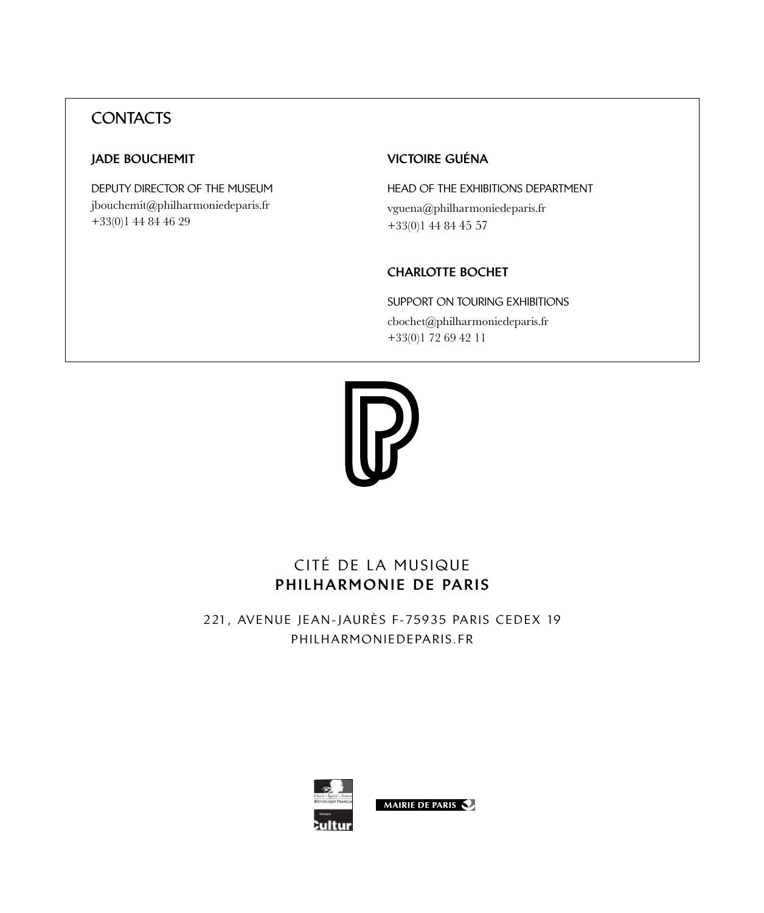## CONTACTS

### JADE BOUCHEMIT

DEPUTY DIRECTOR OF THE MUSEUM
jbouchemit@philharmoniedeparis.fr
+33(0)1 44 84 46 29

### VICTOIRE GUÉNA

HEAD OF THE EXHIBITIONS DEPARTMENT
vguena@philharmoniedeparis.fr
+33(0)1 44 84 45 57

### CHARLOTTE BOCHET

SUPPORT ON TOURING EXHIBITIONS
cbochet@philharmoniedeparis.fr
+33(0)1 72 69 42 11

CITÉ DE LA MUSIQUE
**PHILHARMONIE DE PARIS**

221, AVENUE JEAN-JAURÈS F-75935 PARIS CEDEX 19
PHILHARMONIEDEPARIS.FR